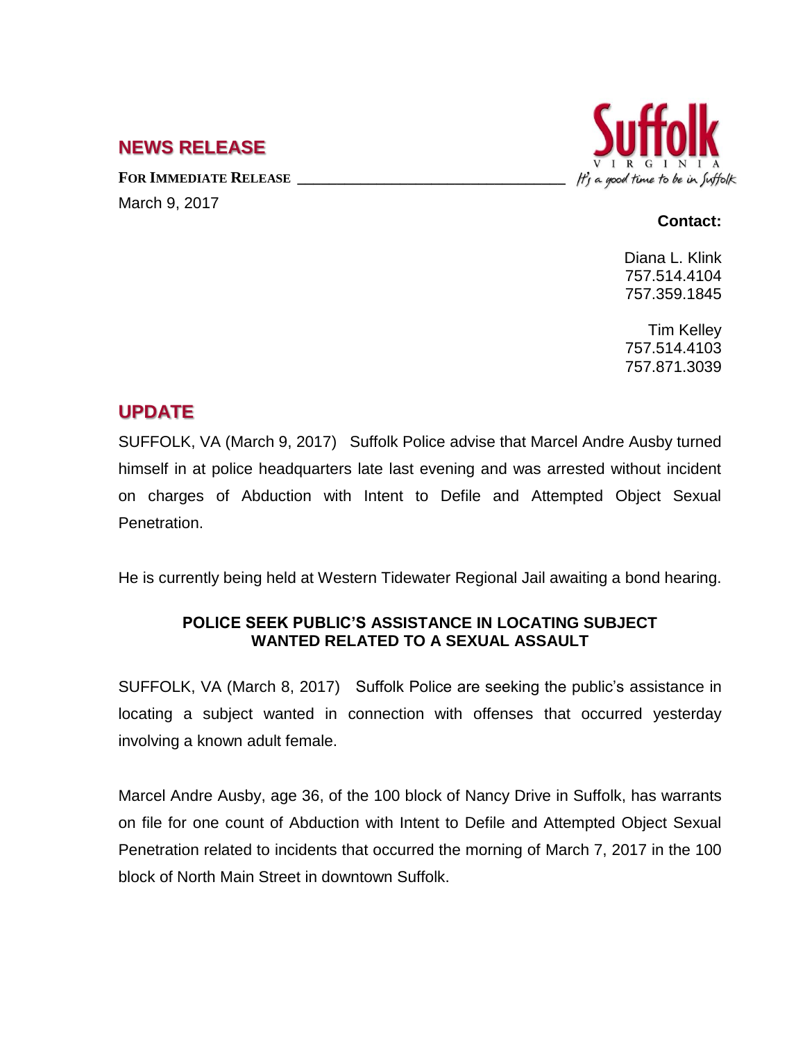## NEWS RELEASE

**FOR IMMEDIATE RELEASE**

March 9, 2017

**Contact:**

Diana L. Klink
757.514.4104
757.359.1845

Tim Kelley
757.514.4103
757.871.3039

## UPDATE

SUFFOLK, VA (March 9, 2017) Suffolk Police advise that Marcel Andre Ausby turned himself in at police headquarters late last evening and was arrested without incident on charges of Abduction with Intent to Defile and Attempted Object Sexual Penetration.

He is currently being held at Western Tidewater Regional Jail awaiting a bond hearing.

### POLICE SEEK PUBLIC'S ASSISTANCE IN LOCATING SUBJECT WANTED RELATED TO A SEXUAL ASSAULT

SUFFOLK, VA (March 8, 2017) Suffolk Police are seeking the public's assistance in locating a subject wanted in connection with offenses that occurred yesterday involving a known adult female.

Marcel Andre Ausby, age 36, of the 100 block of Nancy Drive in Suffolk, has warrants on file for one count of Abduction with Intent to Defile and Attempted Object Sexual Penetration related to incidents that occurred the morning of March 7, 2017 in the 100 block of North Main Street in downtown Suffolk.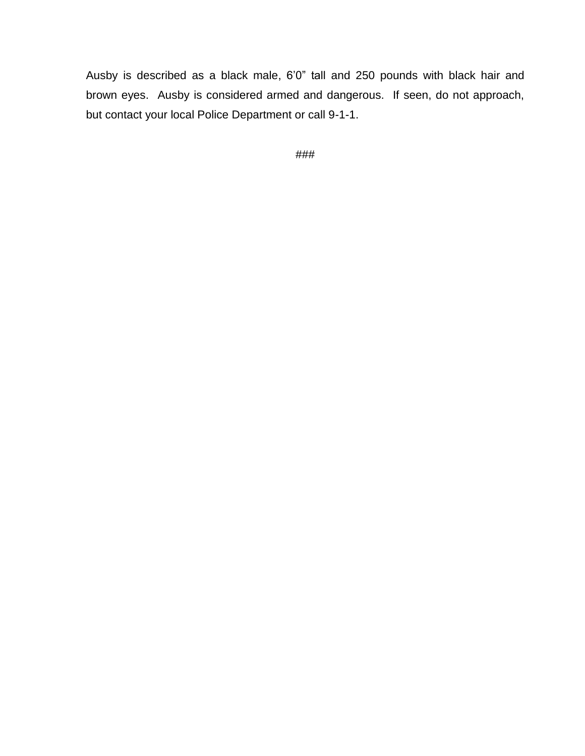Ausby is described as a black male, 6’0” tall and 250 pounds with black hair and brown eyes. Ausby is considered armed and dangerous. If seen, do not approach, but contact your local Police Department or call 9-1-1.

###